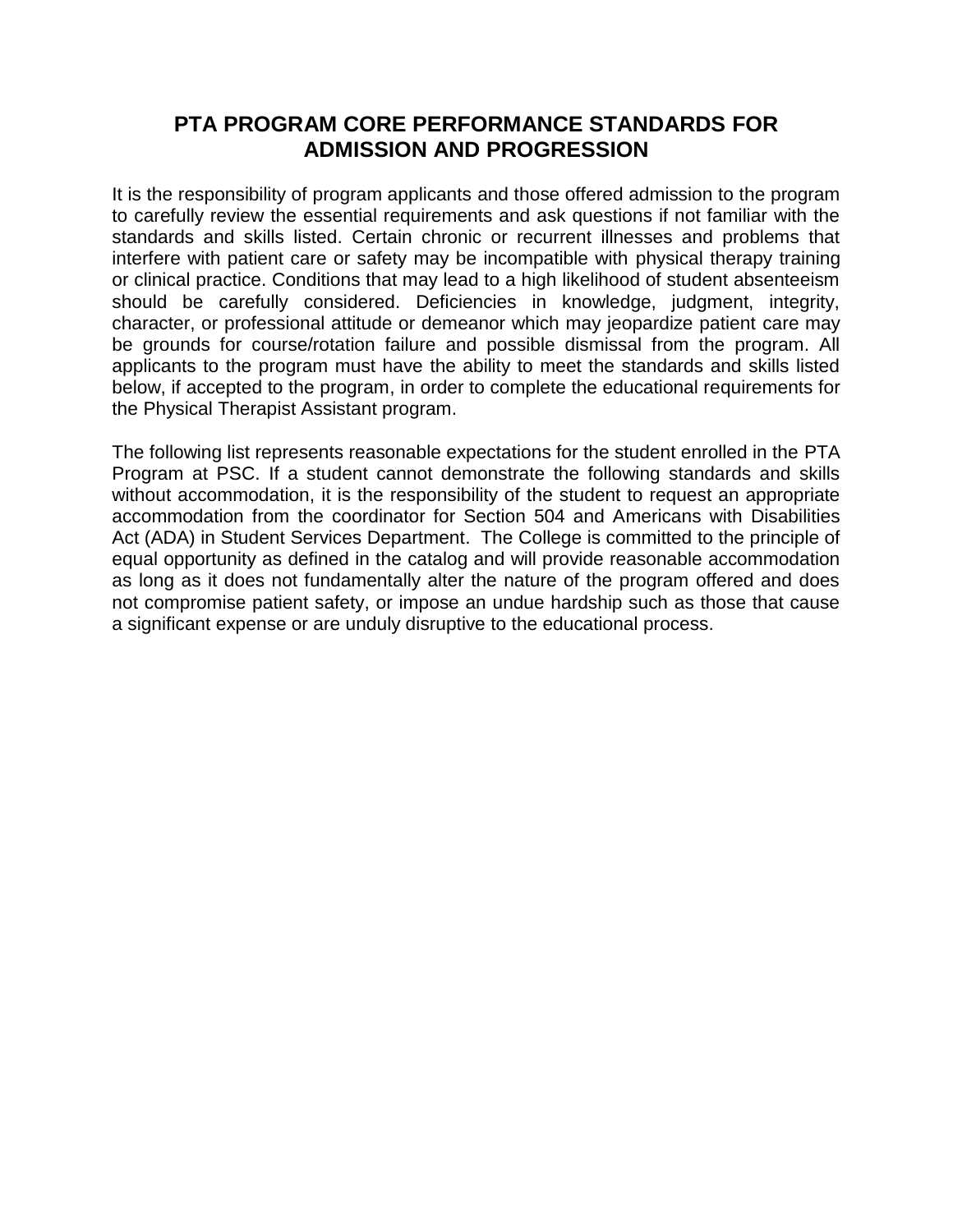# PTA PROGRAM CORE PERFORMANCE STANDARDS FOR ADMISSION AND PROGRESSION

It is the responsibility of program applicants and those offered admission to the program to carefully review the essential requirements and ask questions if not familiar with the standards and skills listed. Certain chronic or recurrent illnesses and problems that interfere with patient care or safety may be incompatible with physical therapy training or clinical practice. Conditions that may lead to a high likelihood of student absenteeism should be carefully considered. Deficiencies in knowledge, judgment, integrity, character, or professional attitude or demeanor which may jeopardize patient care may be grounds for course/rotation failure and possible dismissal from the program. All applicants to the program must have the ability to meet the standards and skills listed below, if accepted to the program, in order to complete the educational requirements for the Physical Therapist Assistant program.

The following list represents reasonable expectations for the student enrolled in the PTA Program at PSC. If a student cannot demonstrate the following standards and skills without accommodation, it is the responsibility of the student to request an appropriate accommodation from the coordinator for Section 504 and Americans with Disabilities Act (ADA) in Student Services Department. The College is committed to the principle of equal opportunity as defined in the catalog and will provide reasonable accommodation as long as it does not fundamentally alter the nature of the program offered and does not compromise patient safety, or impose an undue hardship such as those that cause a significant expense or are unduly disruptive to the educational process.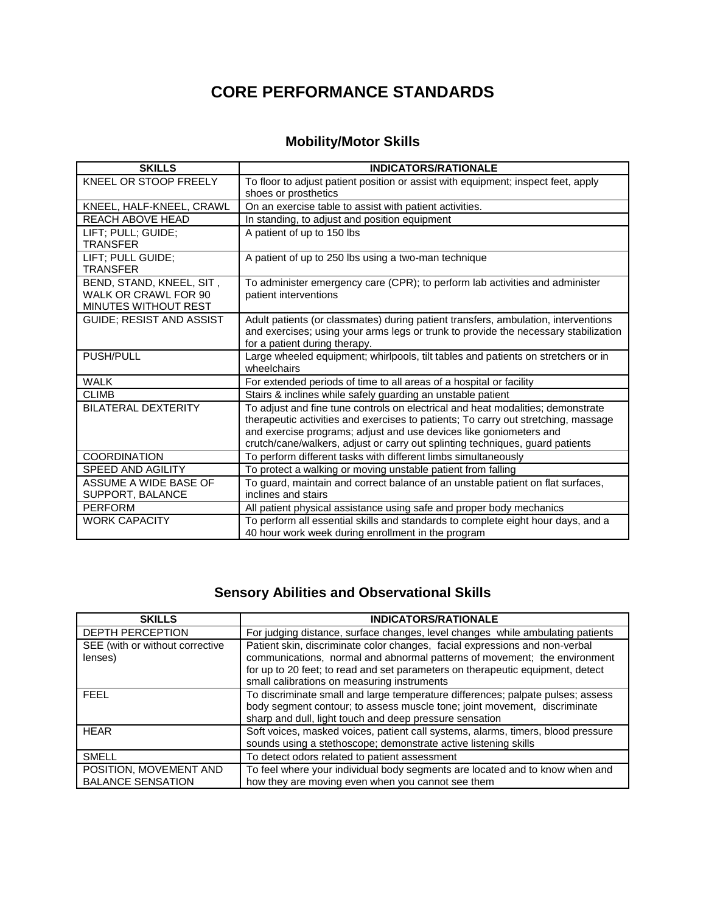# CORE PERFORMANCE STANDARDS

## Mobility/Motor Skills

| SKILLS | INDICATORS/RATIONALE |
|---|---|
| KNEEL OR STOOP FREELY | To floor to adjust patient position or assist with equipment; inspect feet, apply shoes or prosthetics |
| KNEEL, HALF-KNEEL, CRAWL | On an exercise table to assist with patient activities. |
| REACH ABOVE HEAD | In standing, to adjust and position equipment |
| LIFT; PULL; GUIDE; TRANSFER | A patient of up to 150 lbs |
| LIFT; PULL GUIDE; TRANSFER | A patient of up to 250 lbs using a two-man technique |
| BEND, STAND, KNEEL, SIT , WALK OR CRAWL FOR 90 MINUTES WITHOUT REST | To administer emergency care (CPR); to perform lab activities and administer patient interventions |
| GUIDE; RESIST AND ASSIST | Adult patients (or classmates) during patient transfers, ambulation, interventions and exercises; using your arms legs or trunk to provide the necessary stabilization for a patient during therapy. |
| PUSH/PULL | Large wheeled equipment; whirlpools, tilt tables and patients on stretchers or in wheelchairs |
| WALK | For extended periods of time to all areas of a hospital or facility |
| CLIMB | Stairs & inclines while safely guarding an unstable patient |
| BILATERAL DEXTERITY | To adjust and fine tune controls on electrical and heat modalities; demonstrate therapeutic activities and exercises to patients; To carry out stretching, massage and exercise programs; adjust and use devices like goniometers and crutch/cane/walkers, adjust or carry out splinting techniques, guard patients |
| COORDINATION | To perform different tasks with different limbs simultaneously |
| SPEED AND AGILITY | To protect a walking or moving unstable patient from falling |
| ASSUME A WIDE BASE OF SUPPORT, BALANCE | To guard, maintain and correct balance of an unstable patient on flat surfaces, inclines and stairs |
| PERFORM | All patient physical assistance using safe and proper body mechanics |
| WORK CAPACITY | To perform all essential skills and standards to complete eight hour days, and a 40 hour work week during enrollment in the program |

## Sensory Abilities and Observational Skills

| SKILLS | INDICATORS/RATIONALE |
|---|---|
| DEPTH PERCEPTION | For judging distance, surface changes, level changes while ambulating patients |
| SEE (with or without corrective lenses) | Patient skin, discriminate color changes, facial expressions and non-verbal communications, normal and abnormal patterns of movement; the environment for up to 20 feet; to read and set parameters on therapeutic equipment, detect small calibrations on measuring instruments |
| FEEL | To discriminate small and large temperature differences; palpate pulses; assess body segment contour; to assess muscle tone; joint movement, discriminate sharp and dull, light touch and deep pressure sensation |
| HEAR | Soft voices, masked voices, patient call systems, alarms, timers, blood pressure sounds using a stethoscope; demonstrate active listening skills |
| SMELL | To detect odors related to patient assessment |
| POSITION, MOVEMENT AND BALANCE SENSATION | To feel where your individual body segments are located and to know when and how they are moving even when you cannot see them |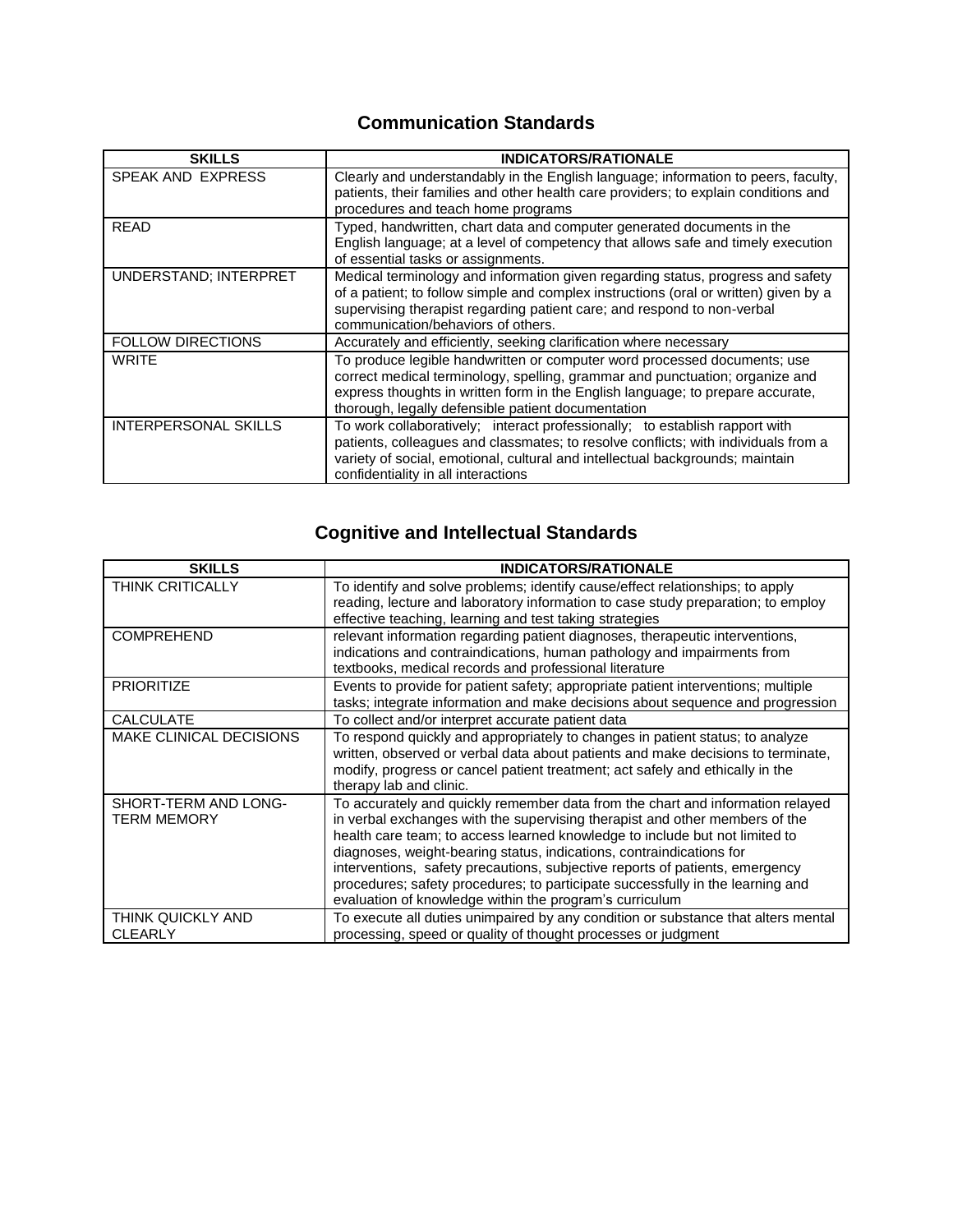## Communication Standards

| SKILLS | INDICATORS/RATIONALE |
|---|---|
| SPEAK AND EXPRESS | Clearly and understandably in the English language; information to peers, faculty, patients, their families and other health care providers; to explain conditions and procedures and teach home programs |
| READ | Typed, handwritten, chart data and computer generated documents in the English language; at a level of competency that allows safe and timely execution of essential tasks or assignments. |
| UNDERSTAND; INTERPRET | Medical terminology and information given regarding status, progress and safety of a patient; to follow simple and complex instructions (oral or written) given by a supervising therapist regarding patient care; and respond to non-verbal communication/behaviors of others. |
| FOLLOW DIRECTIONS | Accurately and efficiently, seeking clarification where necessary |
| WRITE | To produce legible handwritten or computer word processed documents; use correct medical terminology, spelling, grammar and punctuation; organize and express thoughts in written form in the English language; to prepare accurate, thorough, legally defensible patient documentation |
| INTERPERSONAL SKILLS | To work collaboratively; interact professionally; to establish rapport with patients, colleagues and classmates; to resolve conflicts; with individuals from a variety of social, emotional, cultural and intellectual backgrounds; maintain confidentiality in all interactions |

## Cognitive and Intellectual Standards

| SKILLS | INDICATORS/RATIONALE |
|---|---|
| THINK CRITICALLY | To identify and solve problems; identify cause/effect relationships; to apply reading, lecture and laboratory information to case study preparation; to employ effective teaching, learning and test taking strategies |
| COMPREHEND | relevant information regarding patient diagnoses, therapeutic interventions, indications and contraindications, human pathology and impairments from textbooks, medical records and professional literature |
| PRIORITIZE | Events to provide for patient safety; appropriate patient interventions; multiple tasks; integrate information and make decisions about sequence and progression |
| CALCULATE | To collect and/or interpret accurate patient data |
| MAKE CLINICAL DECISIONS | To respond quickly and appropriately to changes in patient status; to analyze written, observed or verbal data about patients and make decisions to terminate, modify, progress or cancel patient treatment; act safely and ethically in the therapy lab and clinic. |
| SHORT-TERM AND LONG-TERM MEMORY | To accurately and quickly remember data from the chart and information relayed in verbal exchanges with the supervising therapist and other members of the health care team; to access learned knowledge to include but not limited to diagnoses, weight-bearing status, indications, contraindications for interventions, safety precautions, subjective reports of patients, emergency procedures; safety procedures; to participate successfully in the learning and evaluation of knowledge within the program's curriculum |
| THINK QUICKLY AND CLEARLY | To execute all duties unimpaired by any condition or substance that alters mental processing, speed or quality of thought processes or judgment |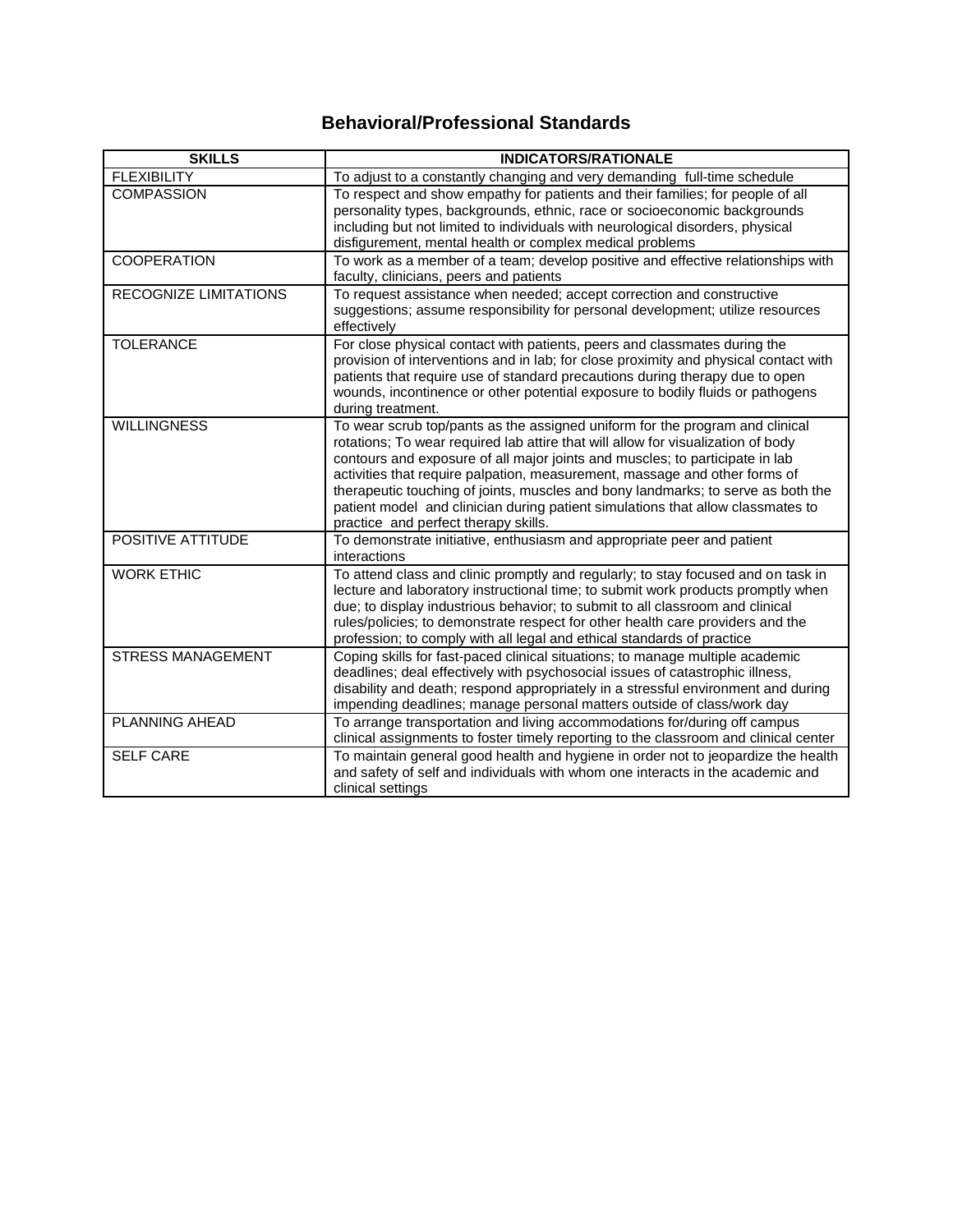# Behavioral/Professional Standards

| SKILLS | INDICATORS/RATIONALE |
|---|---|
| FLEXIBILITY | To adjust to a constantly changing and very demanding full-time schedule |
| COMPASSION | To respect and show empathy for patients and their families; for people of all personality types, backgrounds, ethnic, race or socioeconomic backgrounds including but not limited to individuals with neurological disorders, physical disfigurement, mental health or complex medical problems |
| COOPERATION | To work as a member of a team; develop positive and effective relationships with faculty, clinicians, peers and patients |
| RECOGNIZE LIMITATIONS | To request assistance when needed; accept correction and constructive suggestions; assume responsibility for personal development; utilize resources effectively |
| TOLERANCE | For close physical contact with patients, peers and classmates during the provision of interventions and in lab; for close proximity and physical contact with patients that require use of standard precautions during therapy due to open wounds, incontinence or other potential exposure to bodily fluids or pathogens during treatment. |
| WILLINGNESS | To wear scrub top/pants as the assigned uniform for the program and clinical rotations; To wear required lab attire that will allow for visualization of body contours and exposure of all major joints and muscles; to participate in lab activities that require palpation, measurement, massage and other forms of therapeutic touching of joints, muscles and bony landmarks; to serve as both the patient model and clinician during patient simulations that allow classmates to practice and perfect therapy skills. |
| POSITIVE ATTITUDE | To demonstrate initiative, enthusiasm and appropriate peer and patient interactions |
| WORK ETHIC | To attend class and clinic promptly and regularly; to stay focused and on task in lecture and laboratory instructional time; to submit work products promptly when due; to display industrious behavior; to submit to all classroom and clinical rules/policies; to demonstrate respect for other health care providers and the profession; to comply with all legal and ethical standards of practice |
| STRESS MANAGEMENT | Coping skills for fast-paced clinical situations; to manage multiple academic deadlines; deal effectively with psychosocial issues of catastrophic illness, disability and death; respond appropriately in a stressful environment and during impending deadlines; manage personal matters outside of class/work day |
| PLANNING AHEAD | To arrange transportation and living accommodations for/during off campus clinical assignments to foster timely reporting to the classroom and clinical center |
| SELF CARE | To maintain general good health and hygiene in order not to jeopardize the health and safety of self and individuals with whom one interacts in the academic and clinical settings |